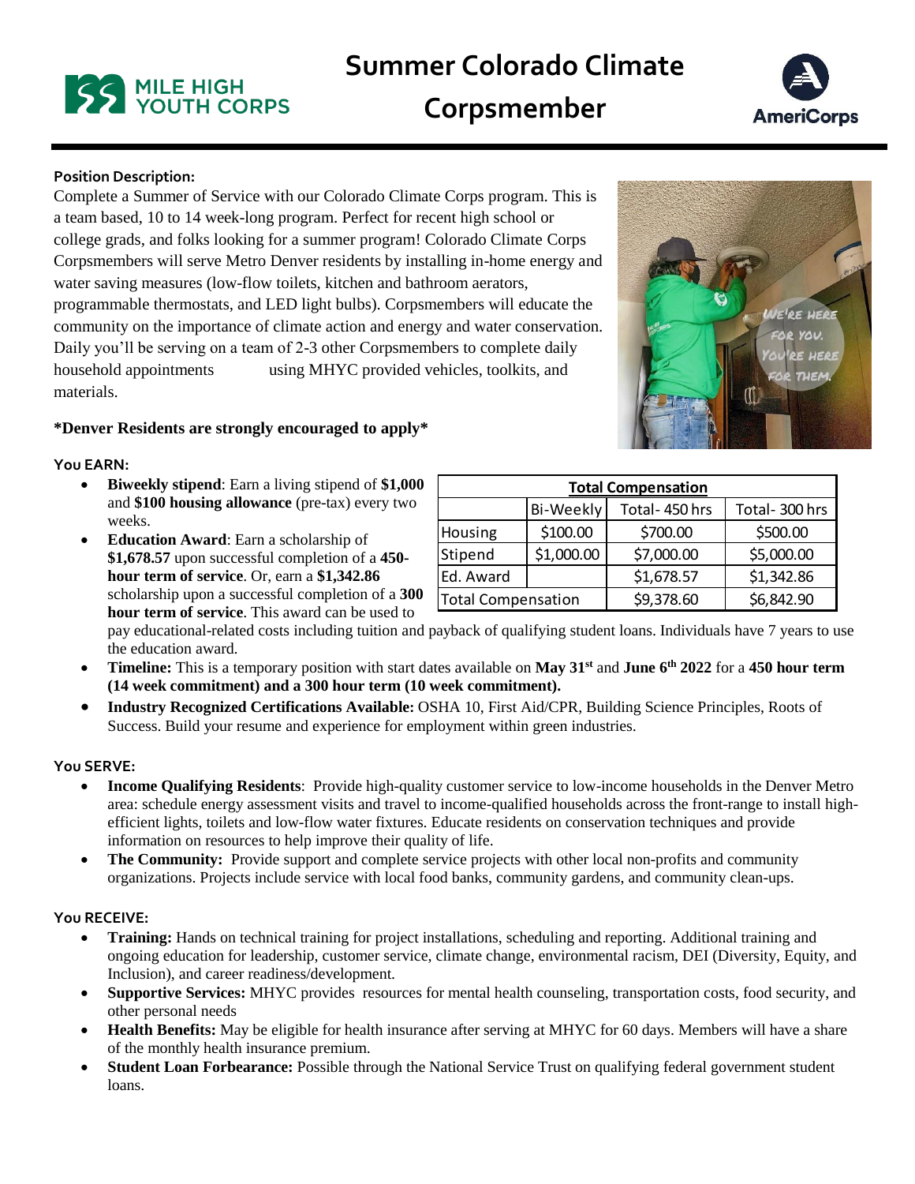# Summer Colorado Climate Corpsmember

**Position Description:**

Complete a Summer of Service with our Colorado Climate Corps program. This is a team based, 10 to 14 week-long program. Perfect for recent high school or college grads, and folks looking for a summer program! Colorado Climate Corps Corpsmembers will serve Metro Denver residents by installing in-home energy and water saving measures (low-flow toilets, kitchen and bathroom aerators, programmable thermostats, and LED light bulbs). Corpsmembers will educate the community on the importance of climate action and energy and water conservation. Daily you'll be serving on a team of 2-3 other Corpsmembers to complete daily household appointments using MHYC provided vehicles, toolkits, and materials.

**\*Denver Residents are strongly encouraged to apply\***

**You EARN:**

- **Biweekly stipend**: Earn a living stipend of **$1,000** and **$100 housing allowance** (pre-tax) every two weeks.
- **Education Award**: Earn a scholarship of **$1,678.57** upon successful completion of a **450-hour term of service**. Or, earn a **$1,342.86** scholarship upon a successful completion of a **300 hour term of service**. This award can be used to pay educational-related costs including tuition and payback of qualifying student loans. Individuals have 7 years to use the education award.
- **Timeline:** This is a temporary position with start dates available on **May 31st** and **June 6th 2022** for a **450 hour term (14 week commitment) and a 300 hour term (10 week commitment).**
- **Industry Recognized Certifications Available:** OSHA 10, First Aid/CPR, Building Science Principles, Roots of Success. Build your resume and experience for employment within green industries.

| **Total Compensation** | | | |
|---|---|---|---|
| | Bi-Weekly | Total- 450 hrs | Total- 300 hrs |
| Housing | $100.00 | $700.00 | $500.00 |
| Stipend | $1,000.00 | $7,000.00 | $5,000.00 |
| Ed. Award | | $1,678.57 | $1,342.86 |
| Total Compensation | | $9,378.60 | $6,842.90 |

**You SERVE:**

- **Income Qualifying Residents**: Provide high-quality customer service to low-income households in the Denver Metro area: schedule energy assessment visits and travel to income-qualified households across the front-range to install high-efficient lights, toilets and low-flow water fixtures. Educate residents on conservation techniques and provide information on resources to help improve their quality of life.
- **The Community:** Provide support and complete service projects with other local non-profits and community organizations. Projects include service with local food banks, community gardens, and community clean-ups.

**You RECEIVE:**

- **Training:** Hands on technical training for project installations, scheduling and reporting. Additional training and ongoing education for leadership, customer service, climate change, environmental racism, DEI (Diversity, Equity, and Inclusion), and career readiness/development.
- **Supportive Services:** MHYC provides resources for mental health counseling, transportation costs, food security, and other personal needs
- **Health Benefits:** May be eligible for health insurance after serving at MHYC for 60 days. Members will have a share of the monthly health insurance premium.
- **Student Loan Forbearance:** Possible through the National Service Trust on qualifying federal government student loans.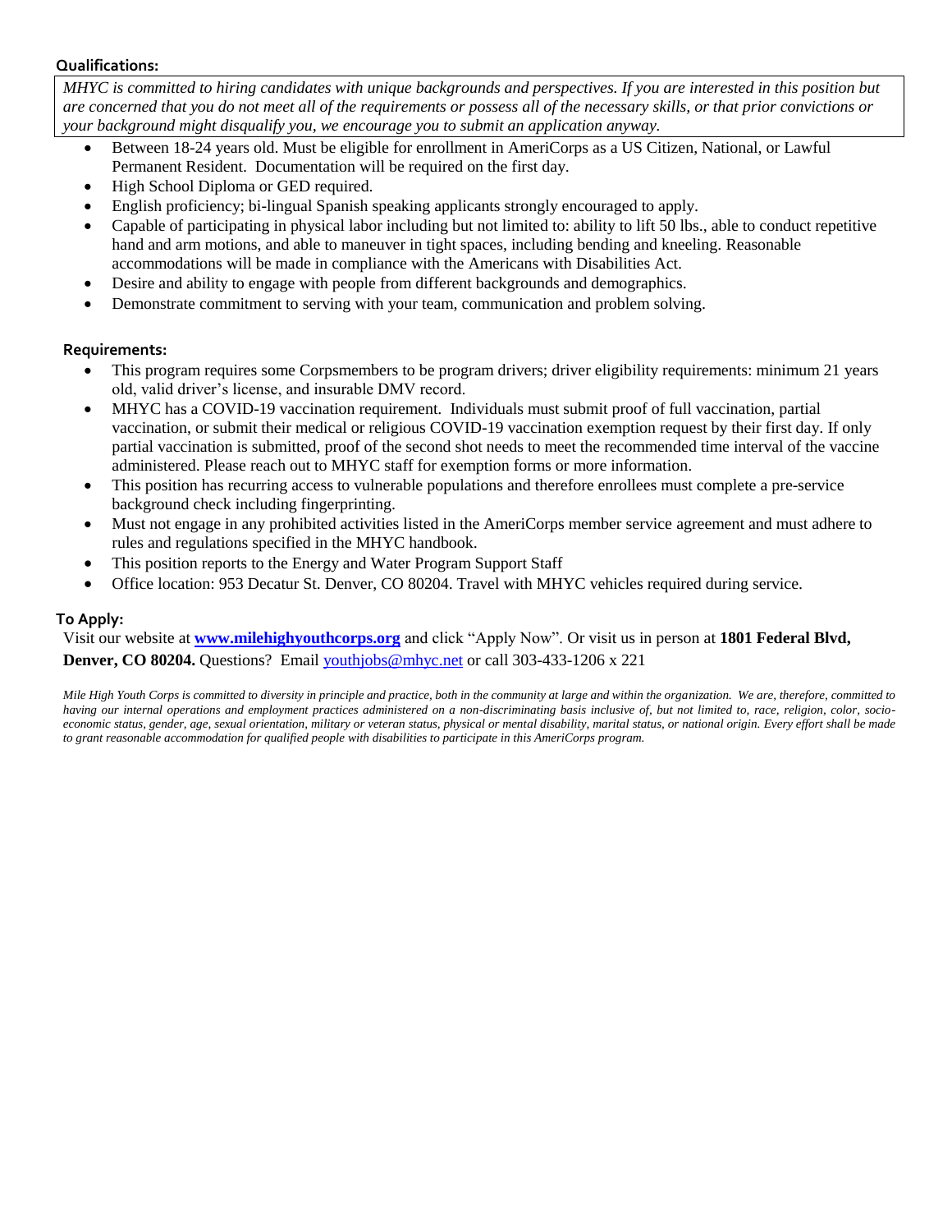### Qualifications:

*MHYC is committed to hiring candidates with unique backgrounds and perspectives. If you are interested in this position but are concerned that you do not meet all of the requirements or possess all of the necessary skills, or that prior convictions or your background might disqualify you, we encourage you to submit an application anyway.*

- Between 18-24 years old. Must be eligible for enrollment in AmeriCorps as a US Citizen, National, or Lawful Permanent Resident. Documentation will be required on the first day.
- High School Diploma or GED required.
- English proficiency; bi-lingual Spanish speaking applicants strongly encouraged to apply.
- Capable of participating in physical labor including but not limited to: ability to lift 50 lbs., able to conduct repetitive hand and arm motions, and able to maneuver in tight spaces, including bending and kneeling. Reasonable accommodations will be made in compliance with the Americans with Disabilities Act.
- Desire and ability to engage with people from different backgrounds and demographics.
- Demonstrate commitment to serving with your team, communication and problem solving.

### Requirements:

- This program requires some Corpsmembers to be program drivers; driver eligibility requirements: minimum 21 years old, valid driver's license, and insurable DMV record.
- MHYC has a COVID-19 vaccination requirement. Individuals must submit proof of full vaccination, partial vaccination, or submit their medical or religious COVID-19 vaccination exemption request by their first day. If only partial vaccination is submitted, proof of the second shot needs to meet the recommended time interval of the vaccine administered. Please reach out to MHYC staff for exemption forms or more information.
- This position has recurring access to vulnerable populations and therefore enrollees must complete a pre-service background check including fingerprinting.
- Must not engage in any prohibited activities listed in the AmeriCorps member service agreement and must adhere to rules and regulations specified in the MHYC handbook.
- This position reports to the Energy and Water Program Support Staff
- Office location: 953 Decatur St. Denver, CO 80204. Travel with MHYC vehicles required during service.

### To Apply:

Visit our website at **[www.milehighyouthcorps.org](http://www.milehighyouthcorps.org)** and click "Apply Now". Or visit us in person at **1801 Federal Blvd, Denver, CO 80204.** Questions? Email [youthjobs@mhyc.net](mailto:youthjobs@mhyc.net) or call 303-433-1206 x 221

*Mile High Youth Corps is committed to diversity in principle and practice, both in the community at large and within the organization. We are, therefore, committed to having our internal operations and employment practices administered on a non-discriminating basis inclusive of, but not limited to, race, religion, color, socio-economic status, gender, age, sexual orientation, military or veteran status, physical or mental disability, marital status, or national origin. Every effort shall be made to grant reasonable accommodation for qualified people with disabilities to participate in this AmeriCorps program.*